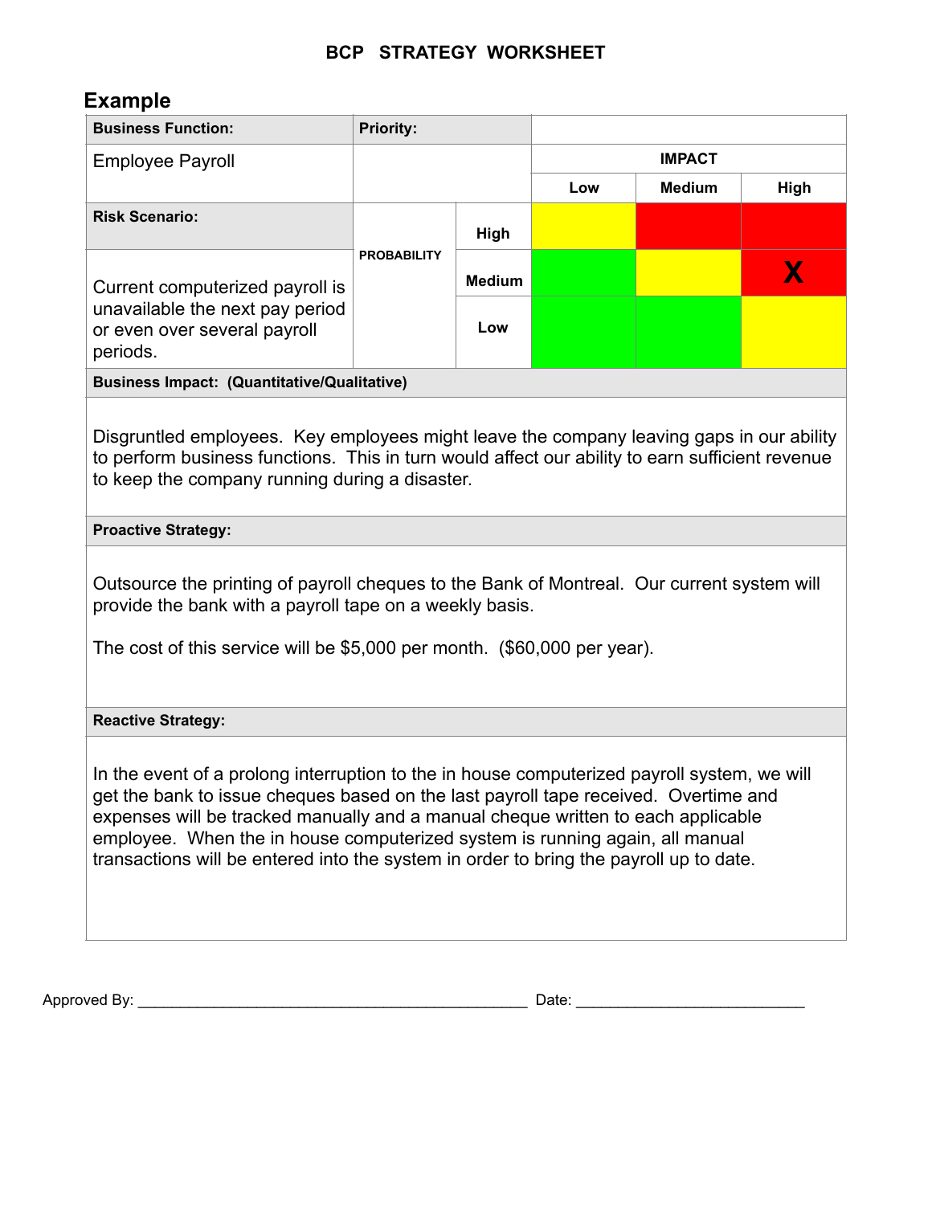# BCP STRATEGY WORKSHEET

## Example

| Business Function: | Priority: | | | | |
|---|---|---|---|---|---|
| Employee Payroll | | | IMPACT | | |
| | | | Low | Medium | High |
| **Risk Scenario:** | PROBABILITY | High | | | |
| Current computerized payroll is unavailable the next pay period or even over several payroll periods. | | Medium | | | X |
| | | Low | | | |

**Business Impact: (Quantitative/Qualitative)**

Disgruntled employees. Key employees might leave the company leaving gaps in our ability to perform business functions. This in turn would affect our ability to earn sufficient revenue to keep the company running during a disaster.

**Proactive Strategy:**

Outsource the printing of payroll cheques to the Bank of Montreal. Our current system will provide the bank with a payroll tape on a weekly basis.

The cost of this service will be $5,000 per month. ($60,000 per year).

**Reactive Strategy:**

In the event of a prolong interruption to the in house computerized payroll system, we will get the bank to issue cheques based on the last payroll tape received. Overtime and expenses will be tracked manually and a manual cheque written to each applicable employee. When the in house computerized system is running again, all manual transactions will be entered into the system in order to bring the payroll up to date.

Approved By: ______________________________________________ Date: ___________________________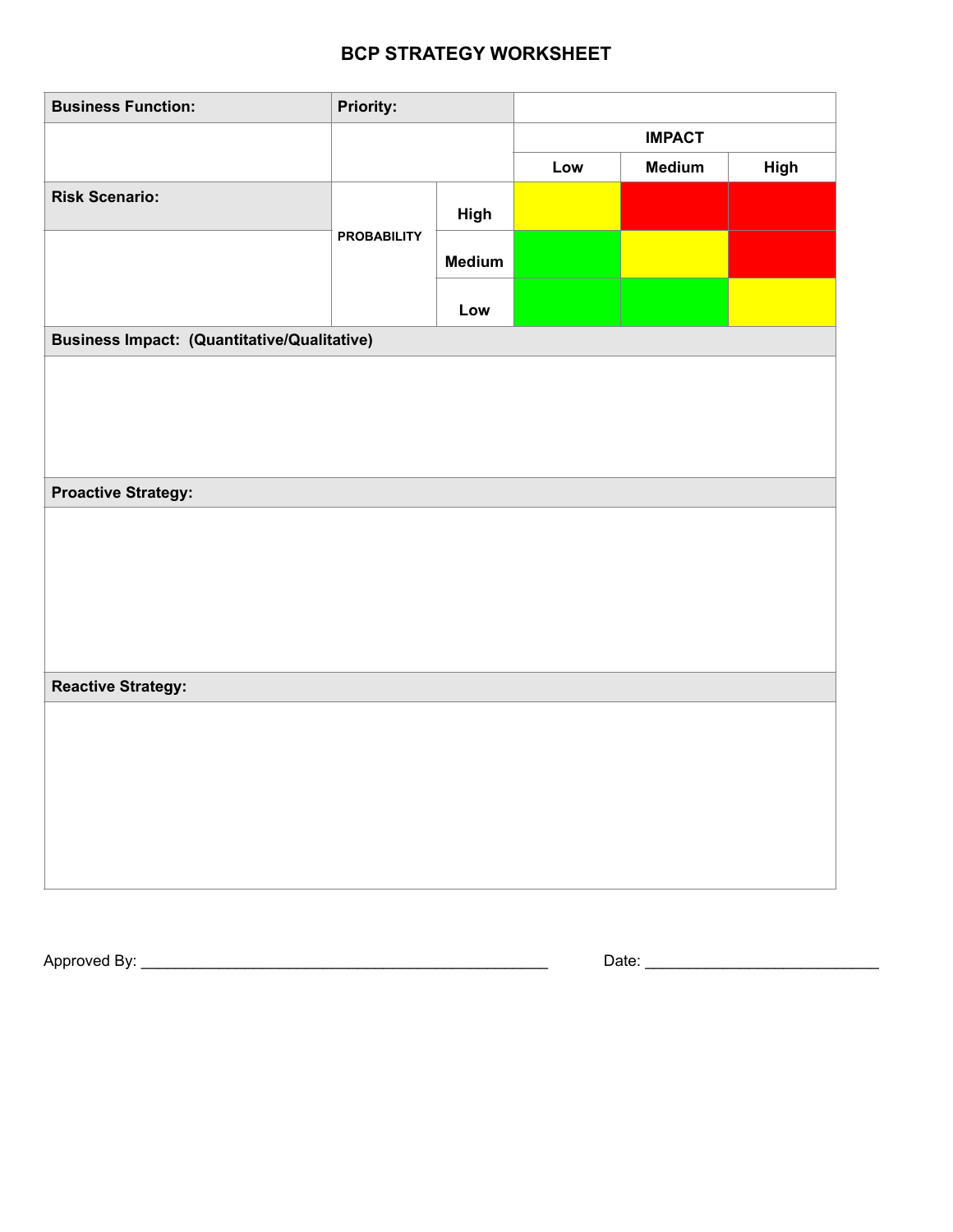# BCP STRATEGY WORKSHEET

| Business Function: | Priority: | | | | |
|---|---|---|---|---|---|
| | | | IMPACT | | |
| | | | Low | Medium | High |
| Risk Scenario: | PROBABILITY | High | | | |
| | | Medium | | | |
| | | Low | | | |

**Business Impact: (Quantitative/Qualitative)**

**Proactive Strategy:**

**Reactive Strategy:**

Approved By: ___________________________________________________ Date: ____________________________